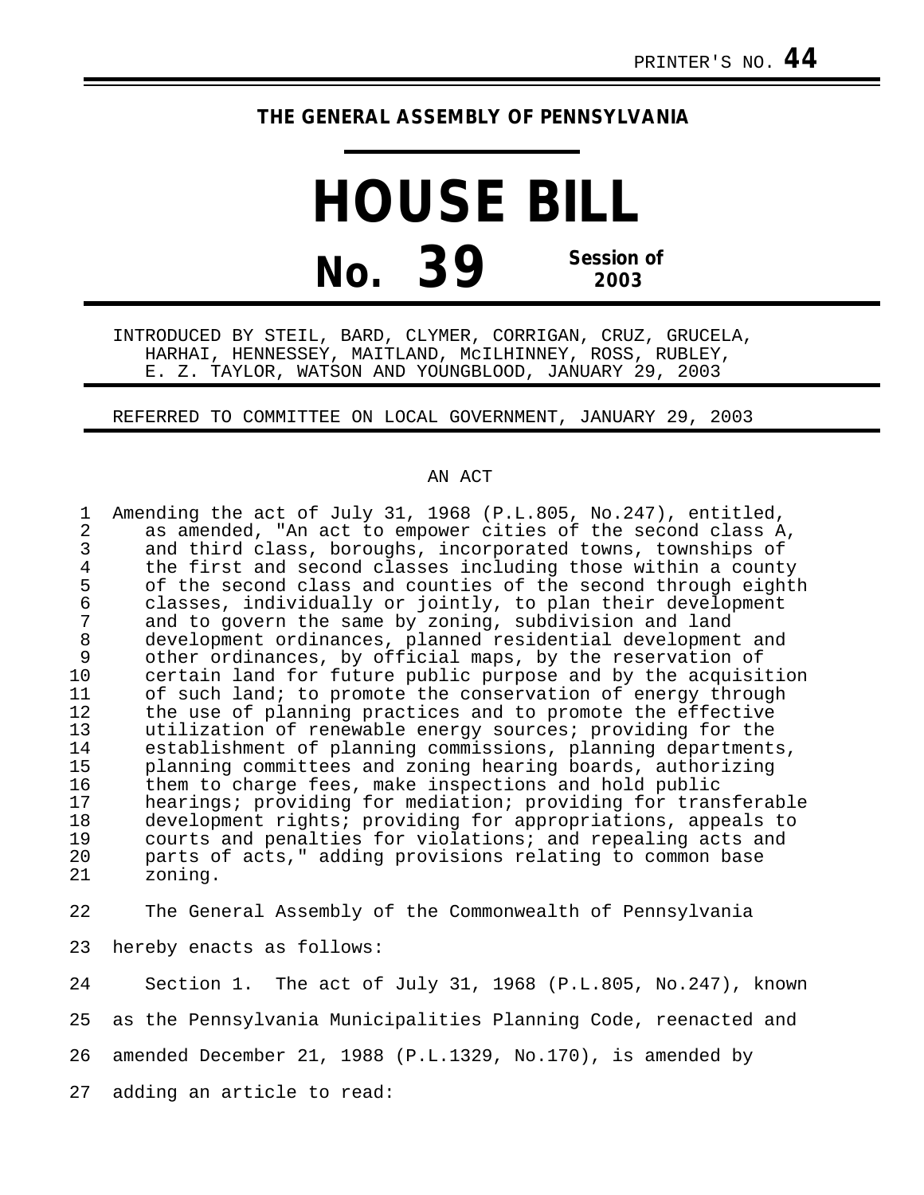PRINTER'S NO. **44**

**THE GENERAL ASSEMBLY OF PENNSYLVANIA**

# HOUSE BILL

# No. 39 Session of 2003

INTRODUCED BY STEIL, BARD, CLYMER, CORRIGAN, CRUZ, GRUCELA, HARHAI, HENNESSEY, MAITLAND, McILHINNEY, ROSS, RUBLEY, E. Z. TAYLOR, WATSON AND YOUNGBLOOD, JANUARY 29, 2003

REFERRED TO COMMITTEE ON LOCAL GOVERNMENT, JANUARY 29, 2003

AN ACT

Amending the act of July 31, 1968 (P.L.805, No.247), entitled, as amended, "An act to empower cities of the second class A, and third class, boroughs, incorporated towns, townships of the first and second classes including those within a county of the second class and counties of the second through eighth classes, individually or jointly, to plan their development and to govern the same by zoning, subdivision and land development ordinances, planned residential development and other ordinances, by official maps, by the reservation of certain land for future public purpose and by the acquisition of such land; to promote the conservation of energy through the use of planning practices and to promote the effective utilization of renewable energy sources; providing for the establishment of planning commissions, planning departments, planning committees and zoning hearing boards, authorizing them to charge fees, make inspections and hold public hearings; providing for mediation; providing for transferable development rights; providing for appropriations, appeals to courts and penalties for violations; and repealing acts and parts of acts," adding provisions relating to common base zoning.

The General Assembly of the Commonwealth of Pennsylvania hereby enacts as follows:

Section 1. The act of July 31, 1968 (P.L.805, No.247), known as the Pennsylvania Municipalities Planning Code, reenacted and amended December 21, 1988 (P.L.1329, No.170), is amended by adding an article to read: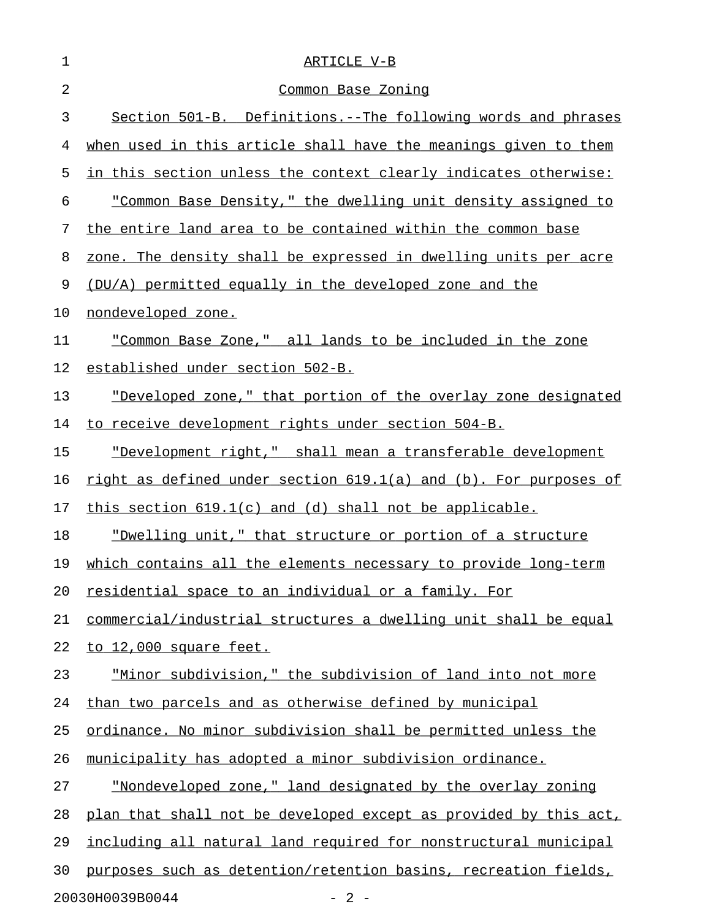# ARTICLE V-B

## Common Base Zoning

Section 501-B. Definitions.--The following words and phrases when used in this article shall have the meanings given to them in this section unless the context clearly indicates otherwise:

"Common Base Density," the dwelling unit density assigned to the entire land area to be contained within the common base zone. The density shall be expressed in dwelling units per acre (DU/A) permitted equally in the developed zone and the nondeveloped zone.

"Common Base Zone," all lands to be included in the zone established under section 502-B.

"Developed zone," that portion of the overlay zone designated to receive development rights under section 504-B.

"Development right," shall mean a transferable development right as defined under section 619.1(a) and (b). For purposes of this section 619.1(c) and (d) shall not be applicable.

"Dwelling unit," that structure or portion of a structure which contains all the elements necessary to provide long-term residential space to an individual or a family. For commercial/industrial structures a dwelling unit shall be equal to 12,000 square feet.

"Minor subdivision," the subdivision of land into not more than two parcels and as otherwise defined by municipal ordinance. No minor subdivision shall be permitted unless the municipality has adopted a minor subdivision ordinance.

"Nondeveloped zone," land designated by the overlay zoning plan that shall not be developed except as provided by this act, including all natural land required for nonstructural municipal purposes such as detention/retention basins, recreation fields,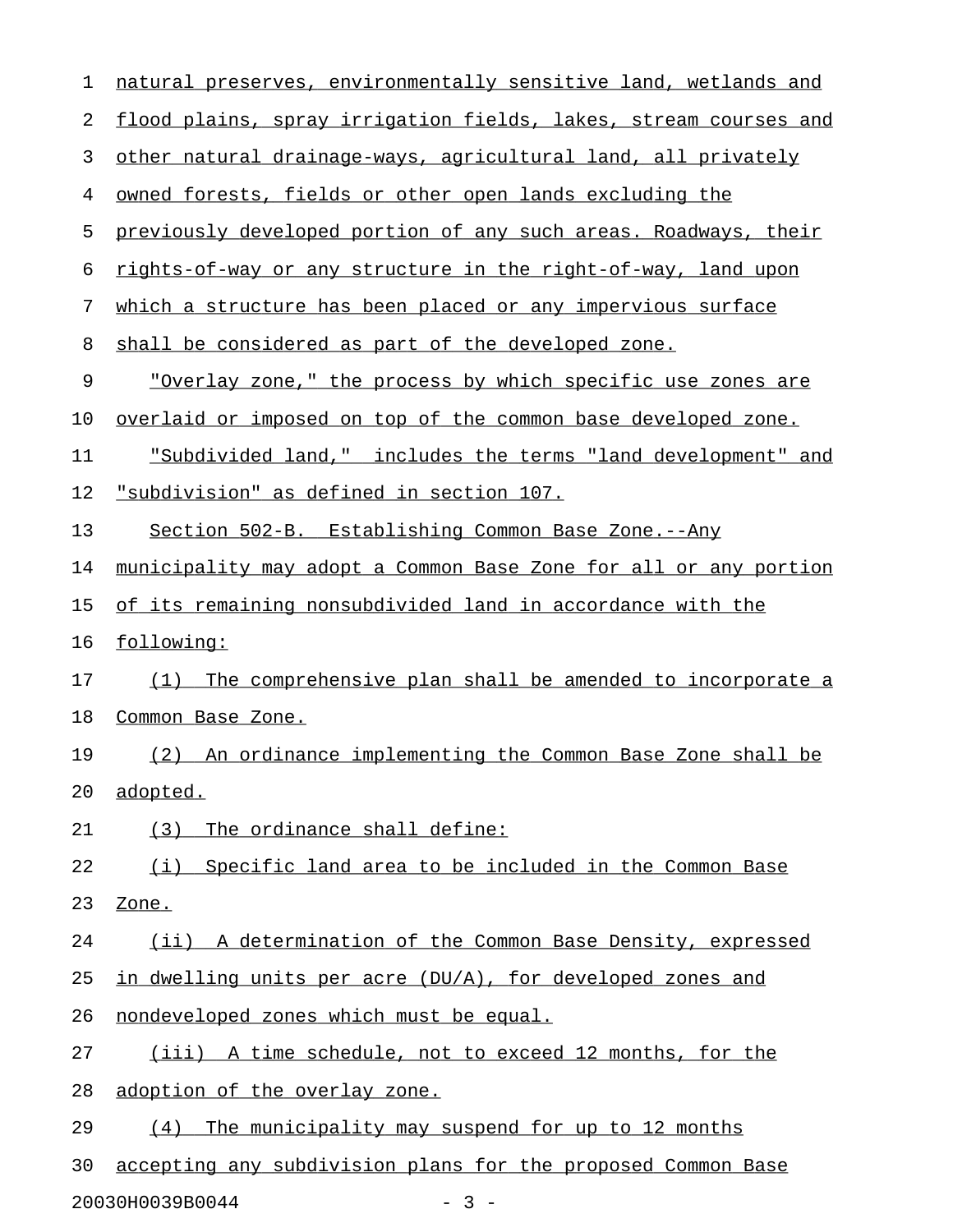natural preserves, environmentally sensitive land, wetlands and flood plains, spray irrigation fields, lakes, stream courses and other natural drainage-ways, agricultural land, all privately owned forests, fields or other open lands excluding the previously developed portion of any such areas. Roadways, their rights-of-way or any structure in the right-of-way, land upon which a structure has been placed or any impervious surface shall be considered as part of the developed zone.

"Overlay zone," the process by which specific use zones are overlaid or imposed on top of the common base developed zone.

"Subdivided land," includes the terms "land development" and "subdivision" as defined in section 107.

Section 502-B. Establishing Common Base Zone.--Any municipality may adopt a Common Base Zone for all or any portion of its remaining nonsubdivided land in accordance with the following:

(1) The comprehensive plan shall be amended to incorporate a Common Base Zone.

(2) An ordinance implementing the Common Base Zone shall be adopted.

(3) The ordinance shall define:

(i) Specific land area to be included in the Common Base Zone.

(ii) A determination of the Common Base Density, expressed in dwelling units per acre (DU/A), for developed zones and nondeveloped zones which must be equal.

(iii) A time schedule, not to exceed 12 months, for the adoption of the overlay zone.

(4) The municipality may suspend for up to 12 months accepting any subdivision plans for the proposed Common Base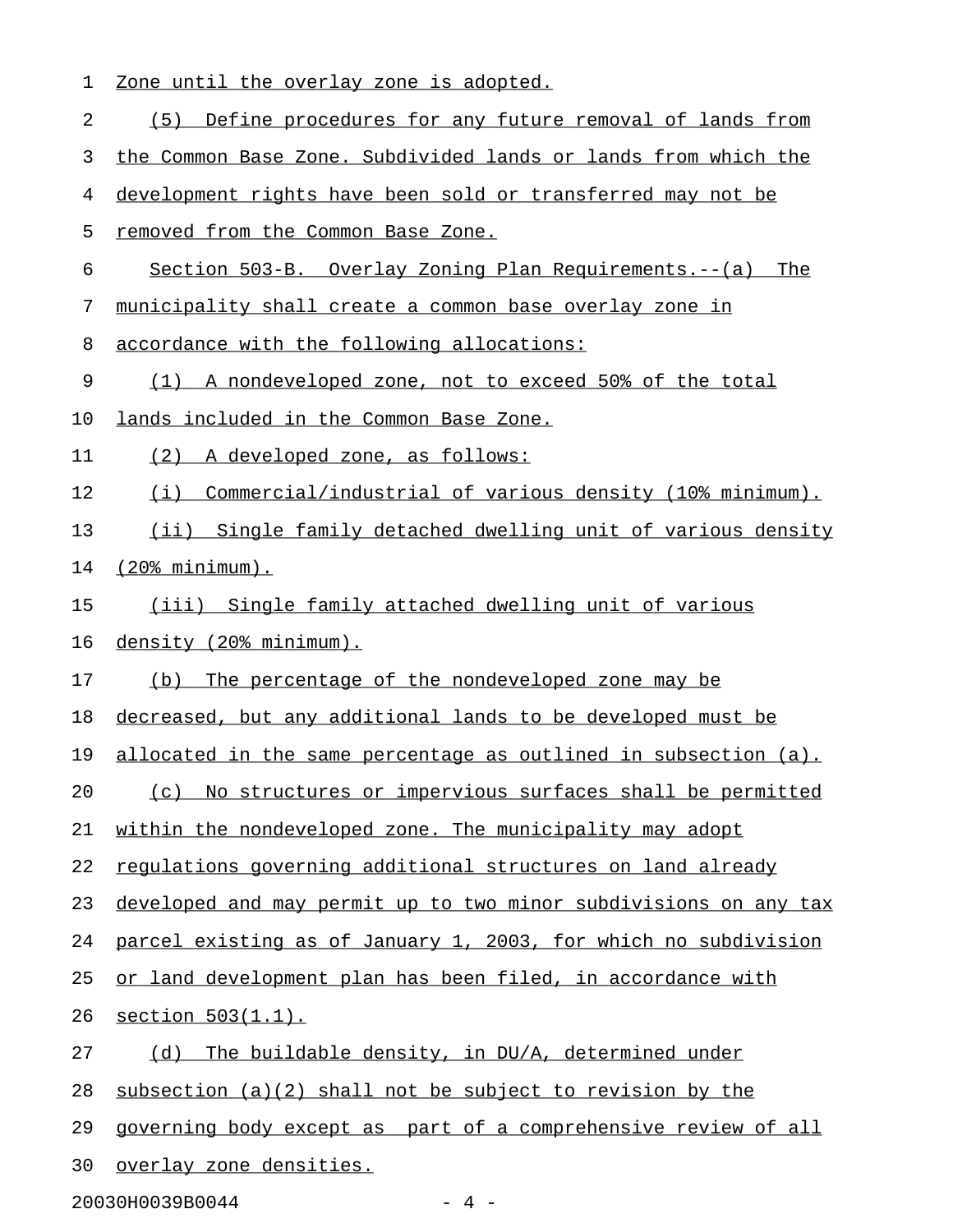Zone until the overlay zone is adopted.

(5) Define procedures for any future removal of lands from the Common Base Zone. Subdivided lands or lands from which the development rights have been sold or transferred may not be removed from the Common Base Zone.

Section 503-B. Overlay Zoning Plan Requirements.--(a) The municipality shall create a common base overlay zone in accordance with the following allocations:

(1) A nondeveloped zone, not to exceed 50% of the total lands included in the Common Base Zone.

(2) A developed zone, as follows:

(i) Commercial/industrial of various density (10% minimum).

(ii) Single family detached dwelling unit of various density (20% minimum).

(iii) Single family attached dwelling unit of various density (20% minimum).

(b) The percentage of the nondeveloped zone may be decreased, but any additional lands to be developed must be allocated in the same percentage as outlined in subsection (a).

(c) No structures or impervious surfaces shall be permitted within the nondeveloped zone. The municipality may adopt regulations governing additional structures on land already developed and may permit up to two minor subdivisions on any tax parcel existing as of January 1, 2003, for which no subdivision or land development plan has been filed, in accordance with section 503(1.1).

(d) The buildable density, in DU/A, determined under subsection (a)(2) shall not be subject to revision by the governing body except as part of a comprehensive review of all overlay zone densities.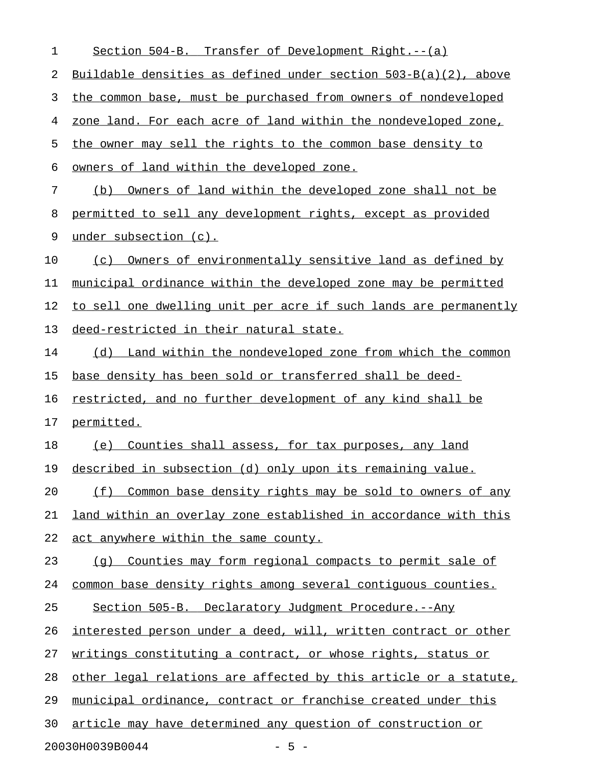Section 504-B. Transfer of Development Right.--(a) Buildable densities as defined under section 503-B(a)(2), above the common base, must be purchased from owners of nondeveloped zone land. For each acre of land within the nondeveloped zone, the owner may sell the rights to the common base density to owners of land within the developed zone.

(b) Owners of land within the developed zone shall not be permitted to sell any development rights, except as provided under subsection (c).

(c) Owners of environmentally sensitive land as defined by municipal ordinance within the developed zone may be permitted to sell one dwelling unit per acre if such lands are permanently deed-restricted in their natural state.

(d) Land within the nondeveloped zone from which the common base density has been sold or transferred shall be deed-restricted, and no further development of any kind shall be permitted.

(e) Counties shall assess, for tax purposes, any land described in subsection (d) only upon its remaining value.

(f) Common base density rights may be sold to owners of any land within an overlay zone established in accordance with this act anywhere within the same county.

(g) Counties may form regional compacts to permit sale of common base density rights among several contiguous counties.

Section 505-B. Declaratory Judgment Procedure.--Any interested person under a deed, will, written contract or other writings constituting a contract, or whose rights, status or other legal relations are affected by this article or a statute, municipal ordinance, contract or franchise created under this article may have determined any question of construction or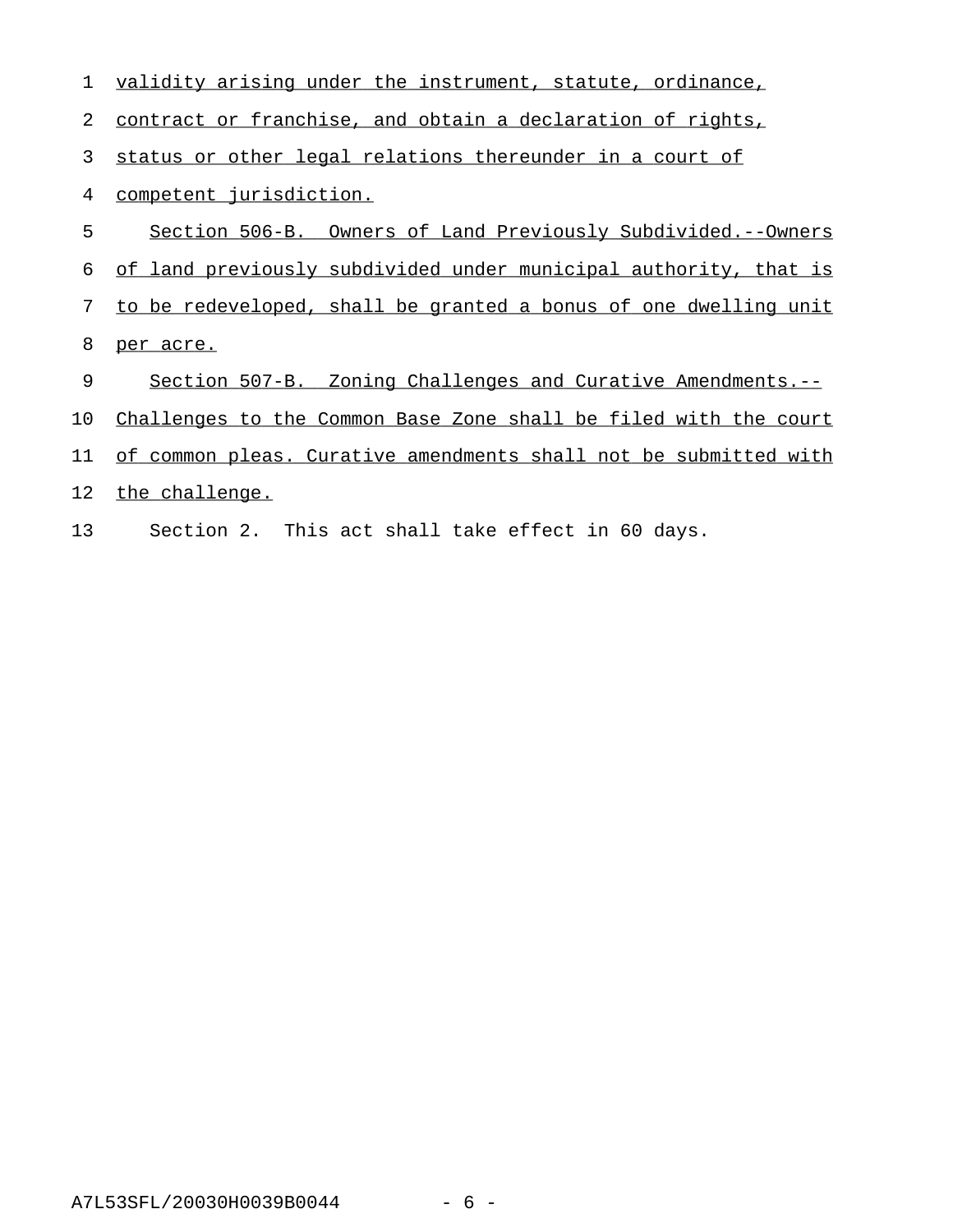validity arising under the instrument, statute, ordinance, contract or franchise, and obtain a declaration of rights, status or other legal relations thereunder in a court of competent jurisdiction.

Section 506-B. Owners of Land Previously Subdivided.--Owners of land previously subdivided under municipal authority, that is to be redeveloped, shall be granted a bonus of one dwelling unit per acre.

Section 507-B. Zoning Challenges and Curative Amendments.--Challenges to the Common Base Zone shall be filed with the court of common pleas. Curative amendments shall not be submitted with the challenge.

Section 2. This act shall take effect in 60 days.